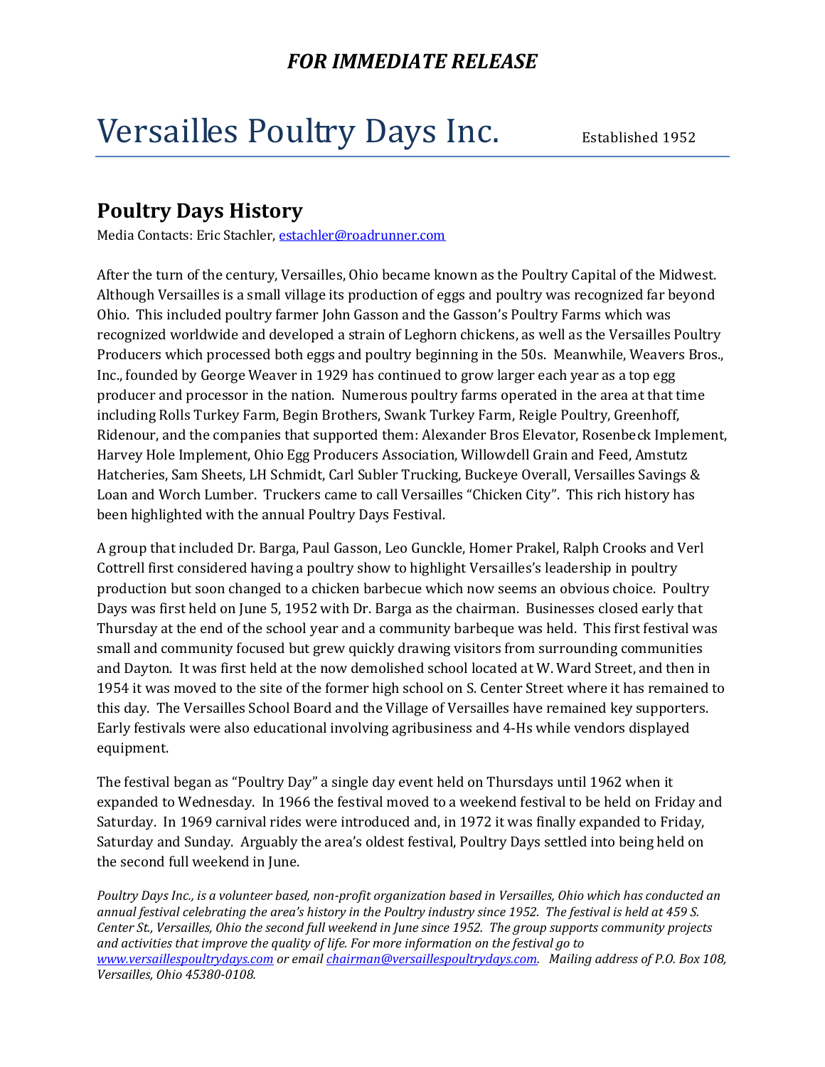***FOR IMMEDIATE RELEASE***

# Versailles Poultry Days Inc.

Established 1952

## Poultry Days History

Media Contacts: Eric Stachler, estachler@roadrunner.com

After the turn of the century, Versailles, Ohio became known as the Poultry Capital of the Midwest. Although Versailles is a small village its production of eggs and poultry was recognized far beyond Ohio. This included poultry farmer John Gasson and the Gasson's Poultry Farms which was recognized worldwide and developed a strain of Leghorn chickens, as well as the Versailles Poultry Producers which processed both eggs and poultry beginning in the 50s. Meanwhile, Weavers Bros., Inc., founded by George Weaver in 1929 has continued to grow larger each year as a top egg producer and processor in the nation. Numerous poultry farms operated in the area at that time including Rolls Turkey Farm, Begin Brothers, Swank Turkey Farm, Reigle Poultry, Greenhoff, Ridenour, and the companies that supported them: Alexander Bros Elevator, Rosenbeck Implement, Harvey Hole Implement, Ohio Egg Producers Association, Willowdell Grain and Feed, Amstutz Hatcheries, Sam Sheets, LH Schmidt, Carl Subler Trucking, Buckeye Overall, Versailles Savings & Loan and Worch Lumber. Truckers came to call Versailles "Chicken City". This rich history has been highlighted with the annual Poultry Days Festival.

A group that included Dr. Barga, Paul Gasson, Leo Gunckle, Homer Prakel, Ralph Crooks and Verl Cottrell first considered having a poultry show to highlight Versailles's leadership in poultry production but soon changed to a chicken barbecue which now seems an obvious choice. Poultry Days was first held on June 5, 1952 with Dr. Barga as the chairman. Businesses closed early that Thursday at the end of the school year and a community barbeque was held. This first festival was small and community focused but grew quickly drawing visitors from surrounding communities and Dayton. It was first held at the now demolished school located at W. Ward Street, and then in 1954 it was moved to the site of the former high school on S. Center Street where it has remained to this day. The Versailles School Board and the Village of Versailles have remained key supporters. Early festivals were also educational involving agribusiness and 4-Hs while vendors displayed equipment.

The festival began as "Poultry Day" a single day event held on Thursdays until 1962 when it expanded to Wednesday. In 1966 the festival moved to a weekend festival to be held on Friday and Saturday. In 1969 carnival rides were introduced and, in 1972 it was finally expanded to Friday, Saturday and Sunday. Arguably the area's oldest festival, Poultry Days settled into being held on the second full weekend in June.

*Poultry Days Inc., is a volunteer based, non-profit organization based in Versailles, Ohio which has conducted an annual festival celebrating the area's history in the Poultry industry since 1952. The festival is held at 459 S. Center St., Versailles, Ohio the second full weekend in June since 1952. The group supports community projects and activities that improve the quality of life. For more information on the festival go to www.versaillespoultrydays.com or email chairman@versaillespoultrydays.com. Mailing address of P.O. Box 108, Versailles, Ohio 45380-0108.*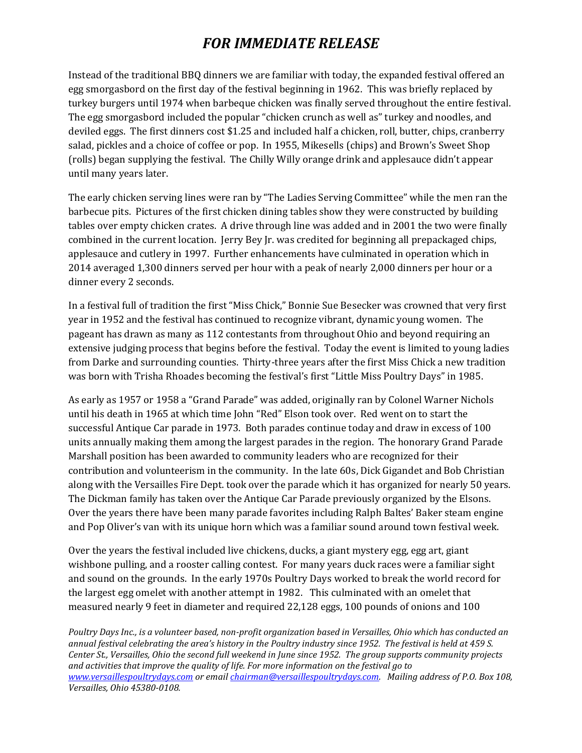# *FOR IMMEDIATE RELEASE*

Instead of the traditional BBQ dinners we are familiar with today, the expanded festival offered an egg smorgasbord on the first day of the festival beginning in 1962. This was briefly replaced by turkey burgers until 1974 when barbeque chicken was finally served throughout the entire festival. The egg smorgasbord included the popular "chicken crunch as well as" turkey and noodles, and deviled eggs. The first dinners cost $1.25 and included half a chicken, roll, butter, chips, cranberry salad, pickles and a choice of coffee or pop. In 1955, Mikesells (chips) and Brown's Sweet Shop (rolls) began supplying the festival. The Chilly Willy orange drink and applesauce didn't appear until many years later.

The early chicken serving lines were ran by "The Ladies Serving Committee" while the men ran the barbecue pits. Pictures of the first chicken dining tables show they were constructed by building tables over empty chicken crates. A drive through line was added and in 2001 the two were finally combined in the current location. Jerry Bey Jr. was credited for beginning all prepackaged chips, applesauce and cutlery in 1997. Further enhancements have culminated in operation which in 2014 averaged 1,300 dinners served per hour with a peak of nearly 2,000 dinners per hour or a dinner every 2 seconds.

In a festival full of tradition the first "Miss Chick," Bonnie Sue Besecker was crowned that very first year in 1952 and the festival has continued to recognize vibrant, dynamic young women. The pageant has drawn as many as 112 contestants from throughout Ohio and beyond requiring an extensive judging process that begins before the festival. Today the event is limited to young ladies from Darke and surrounding counties. Thirty-three years after the first Miss Chick a new tradition was born with Trisha Rhoades becoming the festival's first "Little Miss Poultry Days" in 1985.

As early as 1957 or 1958 a "Grand Parade" was added, originally ran by Colonel Warner Nichols until his death in 1965 at which time John "Red" Elson took over. Red went on to start the successful Antique Car parade in 1973. Both parades continue today and draw in excess of 100 units annually making them among the largest parades in the region. The honorary Grand Parade Marshall position has been awarded to community leaders who are recognized for their contribution and volunteerism in the community. In the late 60s, Dick Gigandet and Bob Christian along with the Versailles Fire Dept. took over the parade which it has organized for nearly 50 years. The Dickman family has taken over the Antique Car Parade previously organized by the Elsons. Over the years there have been many parade favorites including Ralph Baltes' Baker steam engine and Pop Oliver's van with its unique horn which was a familiar sound around town festival week.

Over the years the festival included live chickens, ducks, a giant mystery egg, egg art, giant wishbone pulling, and a rooster calling contest. For many years duck races were a familiar sight and sound on the grounds. In the early 1970s Poultry Days worked to break the world record for the largest egg omelet with another attempt in 1982. This culminated with an omelet that measured nearly 9 feet in diameter and required 22,128 eggs, 100 pounds of onions and 100

*Poultry Days Inc., is a volunteer based, non-profit organization based in Versailles, Ohio which has conducted an annual festival celebrating the area's history in the Poultry industry since 1952. The festival is held at 459 S. Center St., Versailles, Ohio the second full weekend in June since 1952. The group supports community projects and activities that improve the quality of life. For more information on the festival go to [www.versaillespoultrydays.com](http://www.versaillespoultrydays.com) or email [chairman@versaillespoultrydays.com](mailto:chairman@versaillespoultrydays.com). Mailing address of P.O. Box 108, Versailles, Ohio 45380-0108.*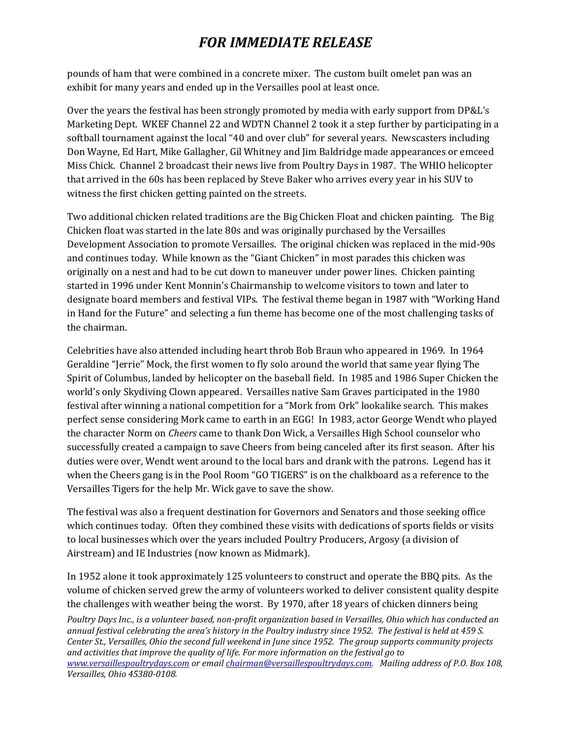pounds of ham that were combined in a concrete mixer. The custom built omelet pan was an exhibit for many years and ended up in the Versailles pool at least once.

Over the years the festival has been strongly promoted by media with early support from DP&L's Marketing Dept. WKEF Channel 22 and WDTN Channel 2 took it a step further by participating in a softball tournament against the local "40 and over club" for several years. Newscasters including Don Wayne, Ed Hart, Mike Gallagher, Gil Whitney and Jim Baldridge made appearances or emceed Miss Chick. Channel 2 broadcast their news live from Poultry Days in 1987. The WHIO helicopter that arrived in the 60s has been replaced by Steve Baker who arrives every year in his SUV to witness the first chicken getting painted on the streets.

Two additional chicken related traditions are the Big Chicken Float and chicken painting. The Big Chicken float was started in the late 80s and was originally purchased by the Versailles Development Association to promote Versailles. The original chicken was replaced in the mid-90s and continues today. While known as the "Giant Chicken" in most parades this chicken was originally on a nest and had to be cut down to maneuver under power lines. Chicken painting started in 1996 under Kent Monnin's Chairmanship to welcome visitors to town and later to designate board members and festival VIPs. The festival theme began in 1987 with "Working Hand in Hand for the Future" and selecting a fun theme has become one of the most challenging tasks of the chairman.

Celebrities have also attended including heart throb Bob Braun who appeared in 1969. In 1964 Geraldine "Jerrie" Mock, the first women to fly solo around the world that same year flying The Spirit of Columbus, landed by helicopter on the baseball field. In 1985 and 1986 Super Chicken the world's only Skydiving Clown appeared. Versailles native Sam Graves participated in the 1980 festival after winning a national competition for a "Mork from Ork" lookalike search. This makes perfect sense considering Mork came to earth in an EGG! In 1983, actor George Wendt who played the character Norm on *Cheers* came to thank Don Wick, a Versailles High School counselor who successfully created a campaign to save Cheers from being canceled after its first season. After his duties were over, Wendt went around to the local bars and drank with the patrons. Legend has it when the Cheers gang is in the Pool Room "GO TIGERS" is on the chalkboard as a reference to the Versailles Tigers for the help Mr. Wick gave to save the show.

The festival was also a frequent destination for Governors and Senators and those seeking office which continues today. Often they combined these visits with dedications of sports fields or visits to local businesses which over the years included Poultry Producers, Argosy (a division of Airstream) and IE Industries (now known as Midmark).

In 1952 alone it took approximately 125 volunteers to construct and operate the BBQ pits. As the volume of chicken served grew the army of volunteers worked to deliver consistent quality despite the challenges with weather being the worst. By 1970, after 18 years of chicken dinners being

*Poultry Days Inc., is a volunteer based, non-profit organization based in Versailles, Ohio which has conducted an annual festival celebrating the area's history in the Poultry industry since 1952. The festival is held at 459 S. Center St., Versailles, Ohio the second full weekend in June since 1952. The group supports community projects and activities that improve the quality of life. For more information on the festival go to [www.versaillespoultrydays.com](http://www.versaillespoultrydays.com) or email [chairman@versaillespoultrydays.com](mailto:chairman@versaillespoultrydays.com). Mailing address of P.O. Box 108, Versailles, Ohio 45380-0108.*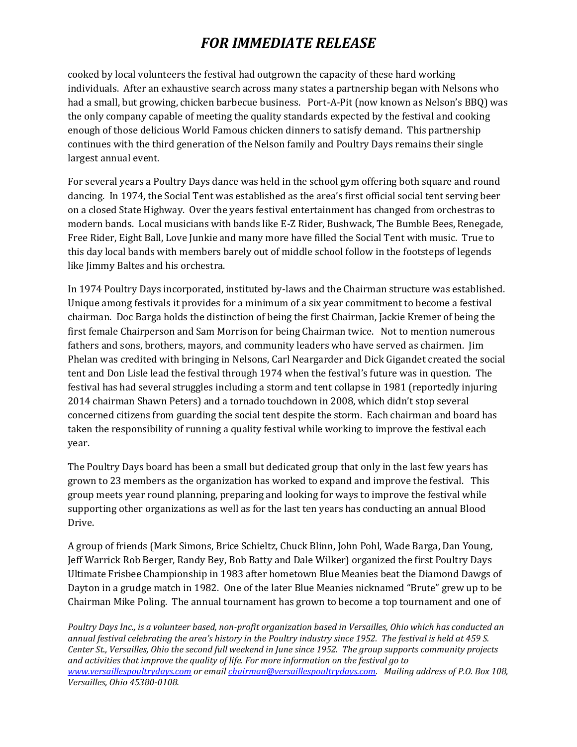cooked by local volunteers the festival had outgrown the capacity of these hard working individuals. After an exhaustive search across many states a partnership began with Nelsons who had a small, but growing, chicken barbecue business. Port-A-Pit (now known as Nelson's BBQ) was the only company capable of meeting the quality standards expected by the festival and cooking enough of those delicious World Famous chicken dinners to satisfy demand. This partnership continues with the third generation of the Nelson family and Poultry Days remains their single largest annual event.

For several years a Poultry Days dance was held in the school gym offering both square and round dancing. In 1974, the Social Tent was established as the area's first official social tent serving beer on a closed State Highway. Over the years festival entertainment has changed from orchestras to modern bands. Local musicians with bands like E-Z Rider, Bushwack, The Bumble Bees, Renegade, Free Rider, Eight Ball, Love Junkie and many more have filled the Social Tent with music. True to this day local bands with members barely out of middle school follow in the footsteps of legends like Jimmy Baltes and his orchestra.

In 1974 Poultry Days incorporated, instituted by-laws and the Chairman structure was established. Unique among festivals it provides for a minimum of a six year commitment to become a festival chairman. Doc Barga holds the distinction of being the first Chairman, Jackie Kremer of being the first female Chairperson and Sam Morrison for being Chairman twice. Not to mention numerous fathers and sons, brothers, mayors, and community leaders who have served as chairmen. Jim Phelan was credited with bringing in Nelsons, Carl Neargarder and Dick Gigandet created the social tent and Don Lisle lead the festival through 1974 when the festival's future was in question. The festival has had several struggles including a storm and tent collapse in 1981 (reportedly injuring 2014 chairman Shawn Peters) and a tornado touchdown in 2008, which didn't stop several concerned citizens from guarding the social tent despite the storm. Each chairman and board has taken the responsibility of running a quality festival while working to improve the festival each year.

The Poultry Days board has been a small but dedicated group that only in the last few years has grown to 23 members as the organization has worked to expand and improve the festival. This group meets year round planning, preparing and looking for ways to improve the festival while supporting other organizations as well as for the last ten years has conducting an annual Blood Drive.

A group of friends (Mark Simons, Brice Schieltz, Chuck Blinn, John Pohl, Wade Barga, Dan Young, Jeff Warrick Rob Berger, Randy Bey, Bob Batty and Dale Wilker) organized the first Poultry Days Ultimate Frisbee Championship in 1983 after hometown Blue Meanies beat the Diamond Dawgs of Dayton in a grudge match in 1982. One of the later Blue Meanies nicknamed "Brute" grew up to be Chairman Mike Poling. The annual tournament has grown to become a top tournament and one of

*Poultry Days Inc., is a volunteer based, non-profit organization based in Versailles, Ohio which has conducted an annual festival celebrating the area's history in the Poultry industry since 1952. The festival is held at 459 S. Center St., Versailles, Ohio the second full weekend in June since 1952. The group supports community projects and activities that improve the quality of life. For more information on the festival go to [www.versaillespoultrydays.com](http://www.versaillespoultrydays.com) or email [chairman@versaillespoultrydays.com](mailto:chairman@versaillespoultrydays.com). Mailing address of P.O. Box 108, Versailles, Ohio 45380-0108.*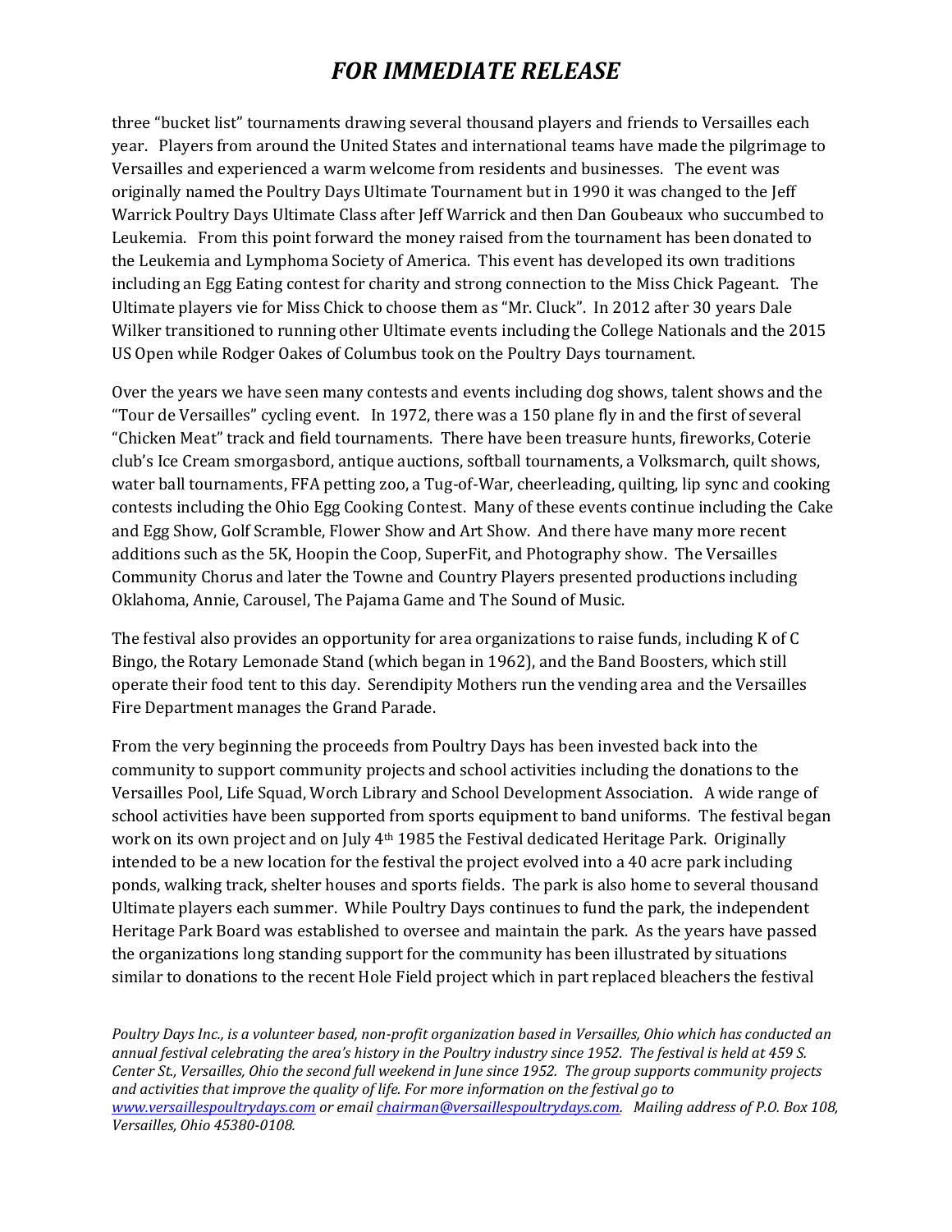three "bucket list" tournaments drawing several thousand players and friends to Versailles each year. Players from around the United States and international teams have made the pilgrimage to Versailles and experienced a warm welcome from residents and businesses. The event was originally named the Poultry Days Ultimate Tournament but in 1990 it was changed to the Jeff Warrick Poultry Days Ultimate Class after Jeff Warrick and then Dan Goubeaux who succumbed to Leukemia. From this point forward the money raised from the tournament has been donated to the Leukemia and Lymphoma Society of America. This event has developed its own traditions including an Egg Eating contest for charity and strong connection to the Miss Chick Pageant. The Ultimate players vie for Miss Chick to choose them as "Mr. Cluck". In 2012 after 30 years Dale Wilker transitioned to running other Ultimate events including the College Nationals and the 2015 US Open while Rodger Oakes of Columbus took on the Poultry Days tournament.

Over the years we have seen many contests and events including dog shows, talent shows and the "Tour de Versailles" cycling event. In 1972, there was a 150 plane fly in and the first of several "Chicken Meat" track and field tournaments. There have been treasure hunts, fireworks, Coterie club's Ice Cream smorgasbord, antique auctions, softball tournaments, a Volksmarch, quilt shows, water ball tournaments, FFA petting zoo, a Tug-of-War, cheerleading, quilting, lip sync and cooking contests including the Ohio Egg Cooking Contest. Many of these events continue including the Cake and Egg Show, Golf Scramble, Flower Show and Art Show. And there have many more recent additions such as the 5K, Hoopin the Coop, SuperFit, and Photography show. The Versailles Community Chorus and later the Towne and Country Players presented productions including Oklahoma, Annie, Carousel, The Pajama Game and The Sound of Music.

The festival also provides an opportunity for area organizations to raise funds, including K of C Bingo, the Rotary Lemonade Stand (which began in 1962), and the Band Boosters, which still operate their food tent to this day. Serendipity Mothers run the vending area and the Versailles Fire Department manages the Grand Parade.

From the very beginning the proceeds from Poultry Days has been invested back into the community to support community projects and school activities including the donations to the Versailles Pool, Life Squad, Worch Library and School Development Association. A wide range of school activities have been supported from sports equipment to band uniforms. The festival began work on its own project and on July 4th 1985 the Festival dedicated Heritage Park. Originally intended to be a new location for the festival the project evolved into a 40 acre park including ponds, walking track, shelter houses and sports fields. The park is also home to several thousand Ultimate players each summer. While Poultry Days continues to fund the park, the independent Heritage Park Board was established to oversee and maintain the park. As the years have passed the organizations long standing support for the community has been illustrated by situations similar to donations to the recent Hole Field project which in part replaced bleachers the festival

*Poultry Days Inc., is a volunteer based, non-profit organization based in Versailles, Ohio which has conducted an annual festival celebrating the area's history in the Poultry industry since 1952. The festival is held at 459 S. Center St., Versailles, Ohio the second full weekend in June since 1952. The group supports community projects and activities that improve the quality of life. For more information on the festival go to [www.versaillespoultrydays.com](http://www.versaillespoultrydays.com) or email [chairman@versaillespoultrydays.com](mailto:chairman@versaillespoultrydays.com). Mailing address of P.O. Box 108, Versailles, Ohio 45380-0108.*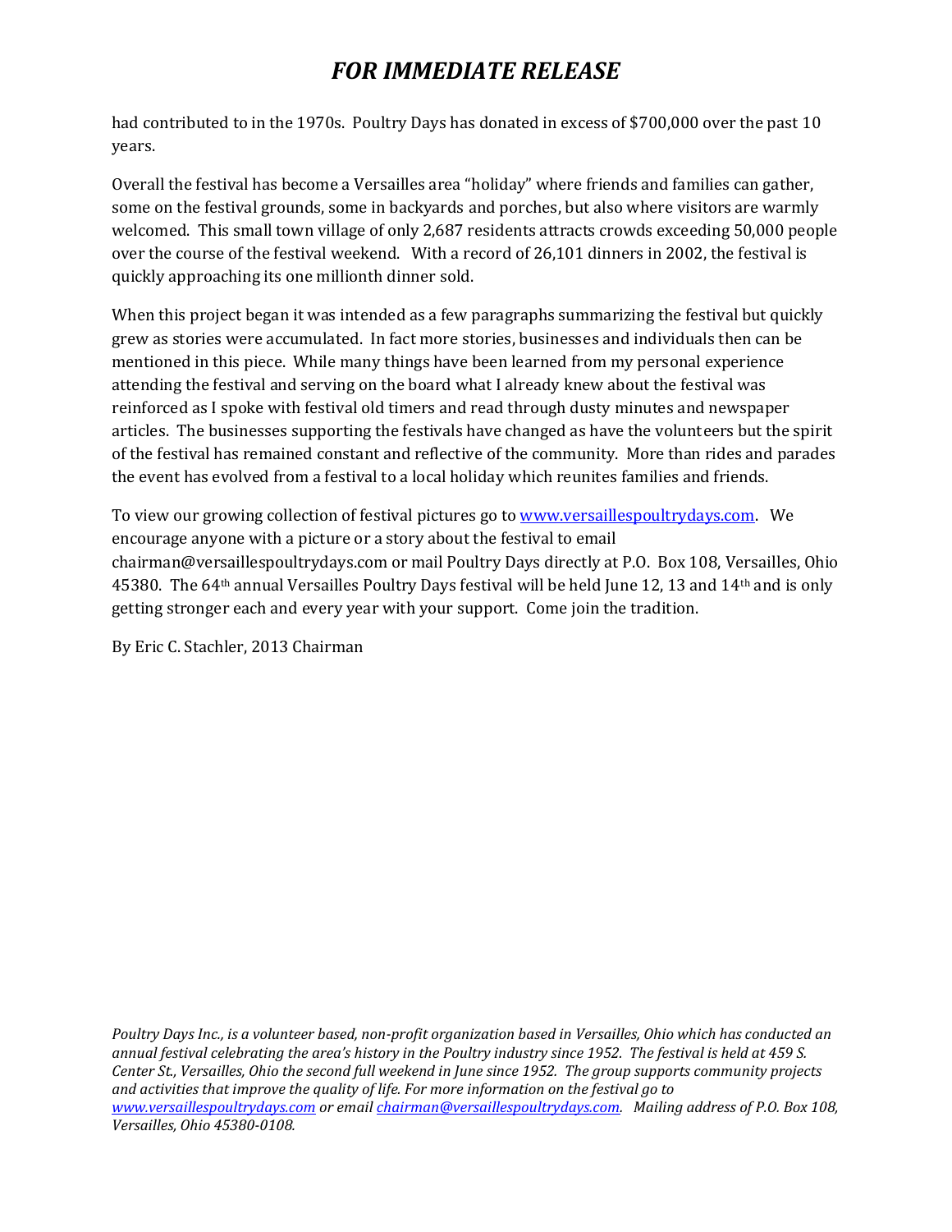# FOR IMMEDIATE RELEASE

had contributed to in the 1970s. Poultry Days has donated in excess of $700,000 over the past 10 years.

Overall the festival has become a Versailles area "holiday" where friends and families can gather, some on the festival grounds, some in backyards and porches, but also where visitors are warmly welcomed. This small town village of only 2,687 residents attracts crowds exceeding 50,000 people over the course of the festival weekend. With a record of 26,101 dinners in 2002, the festival is quickly approaching its one millionth dinner sold.

When this project began it was intended as a few paragraphs summarizing the festival but quickly grew as stories were accumulated. In fact more stories, businesses and individuals then can be mentioned in this piece. While many things have been learned from my personal experience attending the festival and serving on the board what I already knew about the festival was reinforced as I spoke with festival old timers and read through dusty minutes and newspaper articles. The businesses supporting the festivals have changed as have the volunteers but the spirit of the festival has remained constant and reflective of the community. More than rides and parades the event has evolved from a festival to a local holiday which reunites families and friends.

To view our growing collection of festival pictures go to www.versaillespoultrydays.com. We encourage anyone with a picture or a story about the festival to email chairman@versaillespoultrydays.com or mail Poultry Days directly at P.O. Box 108, Versailles, Ohio 45380. The 64th annual Versailles Poultry Days festival will be held June 12, 13 and 14th and is only getting stronger each and every year with your support. Come join the tradition.

By Eric C. Stachler, 2013 Chairman

*Poultry Days Inc., is a volunteer based, non-profit organization based in Versailles, Ohio which has conducted an annual festival celebrating the area's history in the Poultry industry since 1952. The festival is held at 459 S. Center St., Versailles, Ohio the second full weekend in June since 1952. The group supports community projects and activities that improve the quality of life. For more information on the festival go to www.versaillespoultrydays.com or email chairman@versaillespoultrydays.com. Mailing address of P.O. Box 108, Versailles, Ohio 45380-0108.*